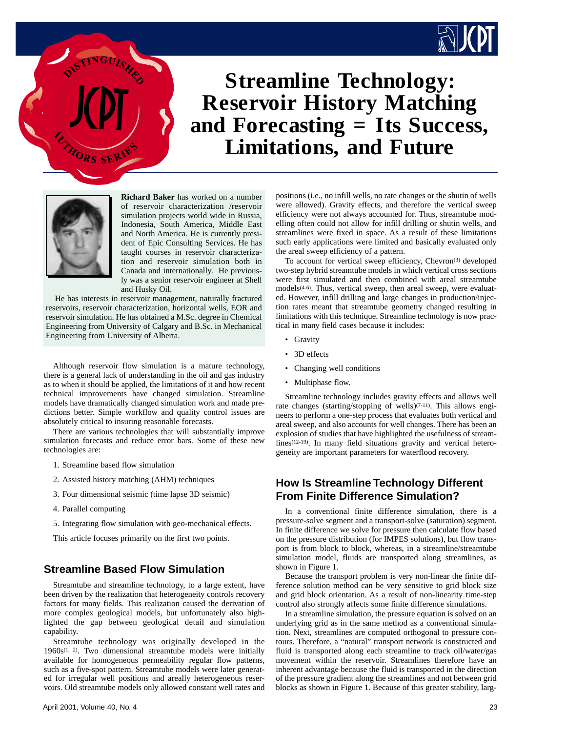# Streamline Technology: Reservoir History Matching and Forecasting = Its Success, Limitations, and Future

**Richard Baker** has worked on a number of reservoir characterization /reservoir simulation projects world wide in Russia, Indonesia, South America, Middle East and North America. He is currently president of Epic Consulting Services. He has taught courses in reservoir characterization and reservoir simulation both in Canada and internationally. He previously was a senior reservoir engineer at Shell and Husky Oil.

He has interests in reservoir management, naturally fractured reservoirs, reservoir characterization, horizontal wells, EOR and reservoir simulation. He has obtained a M.Sc. degree in Chemical Engineering from University of Calgary and B.Sc. in Mechanical Engineering from University of Alberta.

Although reservoir flow simulation is a mature technology, there is a general lack of understanding in the oil and gas industry as to when it should be applied, the limitations of it and how recent technical improvements have changed simulation. Streamline models have dramatically changed simulation work and made predictions better. Simple workflow and quality control issues are absolutely critical to insuring reasonable forecasts.

There are various technologies that will substantially improve simulation forecasts and reduce error bars. Some of these new technologies are:

1. Streamline based flow simulation
2. Assisted history matching (AHM) techniques
3. Four dimensional seismic (time lapse 3D seismic)
4. Parallel computing
5. Integrating flow simulation with geo-mechanical effects.

This article focuses primarily on the first two points.

## Streamline Based Flow Simulation

Streamtube and streamline technology, to a large extent, have been driven by the realization that heterogeneity controls recovery factors for many fields. This realization caused the derivation of more complex geological models, but unfortunately also highlighted the gap between geological detail and simulation capability.

Streamtube technology was originally developed in the 1960s[1, 2]. Two dimensional streamtube models were initially available for homogeneous permeability regular flow patterns, such as a five-spot pattern. Streamtube models were later generated for irregular well positions and areally heterogeneous reservoirs. Old streamtube models only allowed constant well rates and positions (i.e., no infill wells, no rate changes or the shutin of wells were allowed). Gravity effects, and therefore the vertical sweep efficiency were not always accounted for. Thus, streamtube modelling often could not allow for infill drilling or shutin wells, and streamlines were fixed in space. As a result of these limitations such early applications were limited and basically evaluated only the areal sweep efficiency of a pattern.

To account for vertical sweep efficiency, Chevron[3] developed two-step hybrid streamtube models in which vertical cross sections were first simulated and then combined with areal streamtube models[4-6]. Thus, vertical sweep, then areal sweep, were evaluated. However, infill drilling and large changes in production/injection rates meant that streamtube geometry changed resulting in limitations with this technique. Streamline technology is now practical in many field cases because it includes:

- Gravity
- 3D effects
- Changing well conditions
- Multiphase flow.

Streamline technology includes gravity effects and allows well rate changes (starting/stopping of wells)[7-11]. This allows engineers to perform a one-step process that evaluates both vertical and areal sweep, and also accounts for well changes. There has been an explosion of studies that have highlighted the usefulness of streamlines[12-19]. In many field situations gravity and vertical heterogeneity are important parameters for waterflood recovery.

## How Is Streamline Technology Different From Finite Difference Simulation?

In a conventional finite difference simulation, there is a pressure-solve segment and a transport-solve (saturation) segment. In finite difference we solve for pressure then calculate flow based on the pressure distribution (for IMPES solutions), but flow transport is from block to block, whereas, in a streamline/streamtube simulation model, fluids are transported along streamlines, as shown in Figure 1.

Because the transport problem is very non-linear the finite difference solution method can be very sensitive to grid block size and grid block orientation. As a result of non-linearity time-step control also strongly affects some finite difference simulations.

In a streamline simulation, the pressure equation is solved on an underlying grid as in the same method as a conventional simulation. Next, streamlines are computed orthogonal to pressure contours. Therefore, a "natural" transport network is constructed and fluid is transported along each streamline to track oil/water/gas movement within the reservoir. Streamlines therefore have an inherent advantage because the fluid is transported in the direction of the pressure gradient along the streamlines and not between grid blocks as shown in Figure 1. Because of this greater stability, larg-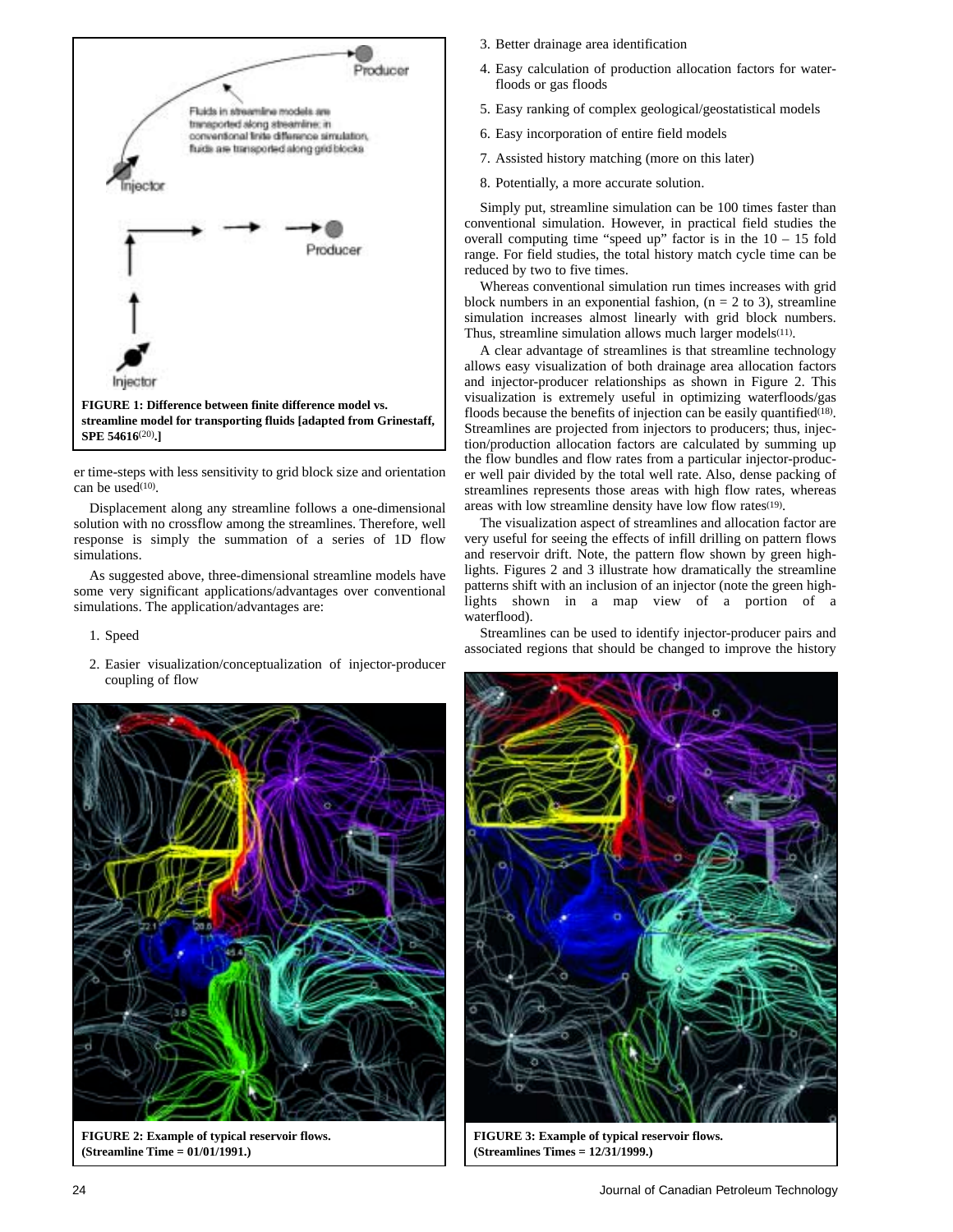FIGURE 1: Difference between finite difference model vs. streamline model for transporting fluids [adapted from Grinestaff, SPE 54616[20].]

er time-steps with less sensitivity to grid block size and orientation can be used[10].

Displacement along any streamline follows a one-dimensional solution with no crossflow among the streamlines. Therefore, well response is simply the summation of a series of 1D flow simulations.

As suggested above, three-dimensional streamline models have some very significant applications/advantages over conventional simulations. The application/advantages are:

1. Speed
2. Easier visualization/conceptualization of injector-producer coupling of flow
3. Better drainage area identification
4. Easy calculation of production allocation factors for waterfloods or gas floods
5. Easy ranking of complex geological/geostatistical models
6. Easy incorporation of entire field models
7. Assisted history matching (more on this later)
8. Potentially, a more accurate solution.

Simply put, streamline simulation can be 100 times faster than conventional simulation. However, in practical field studies the overall computing time "speed up" factor is in the 10 – 15 fold range. For field studies, the total history match cycle time can be reduced by two to five times.

Whereas conventional simulation run times increases with grid block numbers in an exponential fashion, (n = 2 to 3), streamline simulation increases almost linearly with grid block numbers. Thus, streamline simulation allows much larger models[11].

A clear advantage of streamlines is that streamline technology allows easy visualization of both drainage area allocation factors and injector-producer relationships as shown in Figure 2. This visualization is extremely useful in optimizing waterfloods/gas floods because the benefits of injection can be easily quantified[18]. Streamlines are projected from injectors to producers; thus, injection/production allocation factors are calculated by summing up the flow bundles and flow rates from a particular injector-producer well pair divided by the total well rate. Also, dense packing of streamlines represents those areas with high flow rates, whereas areas with low streamline density have low flow rates[19].

The visualization aspect of streamlines and allocation factor are very useful for seeing the effects of infill drilling on pattern flows and reservoir drift. Note, the pattern flow shown by green highlights. Figures 2 and 3 illustrate how dramatically the streamline patterns shift with an inclusion of an injector (note the green highlights shown in a map view of a portion of a waterflood).

Streamlines can be used to identify injector-producer pairs and associated regions that should be changed to improve the history

FIGURE 2: Example of typical reservoir flows. (Streamline Time = 01/01/1991.)

FIGURE 3: Example of typical reservoir flows. (Streamlines Times = 12/31/1999.)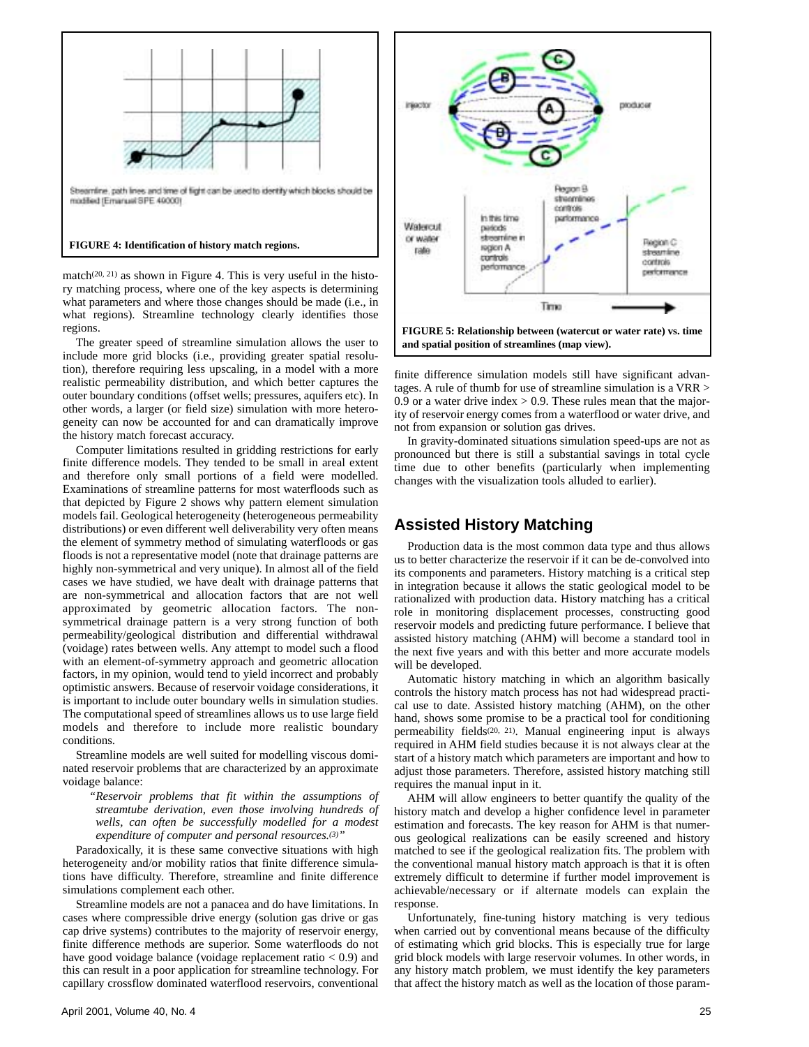Streamline, path lines and time of flight can be used to identify which blocks should be modified [Emanuel SPE 49000]

**FIGURE 4: Identification of history match regions.**

match[20, 21] as shown in Figure 4. This is very useful in the history matching process, where one of the key aspects is determining what parameters and where those changes should be made (i.e., in what regions). Streamline technology clearly identifies those regions.

The greater speed of streamline simulation allows the user to include more grid blocks (i.e., providing greater spatial resolution), therefore requiring less upscaling, in a model with a more realistic permeability distribution, and which better captures the outer boundary conditions (offset wells; pressures, aquifers etc). In other words, a larger (or field size) simulation with more heterogeneity can now be accounted for and can dramatically improve the history match forecast accuracy.

Computer limitations resulted in gridding restrictions for early finite difference models. They tended to be small in areal extent and therefore only small portions of a field were modelled. Examinations of streamline patterns for most waterfloods such as that depicted by Figure 2 shows why pattern element simulation models fail. Geological heterogeneity (heterogeneous permeability distributions) or even different well deliverability very often means the element of symmetry method of simulating waterfloods or gas floods is not a representative model (note that drainage patterns are highly non-symmetrical and very unique). In almost all of the field cases we have studied, we have dealt with drainage patterns that are non-symmetrical and allocation factors that are not well approximated by geometric allocation factors. The non-symmetrical drainage pattern is a very strong function of both permeability/geological distribution and differential withdrawal (voidage) rates between wells. Any attempt to model such a flood with an element-of-symmetry approach and geometric allocation factors, in my opinion, would tend to yield incorrect and probably optimistic answers. Because of reservoir voidage considerations, it is important to include outer boundary wells in simulation studies. The computational speed of streamlines allows us to use large field models and therefore to include more realistic boundary conditions.

Streamline models are well suited for modelling viscous dominated reservoir problems that are characterized by an approximate voidage balance:

> *"Reservoir problems that fit within the assumptions of streamtube derivation, even those involving hundreds of wells, can often be successfully modelled for a modest expenditure of computer and personal resources.[3]"*

Paradoxically, it is these same convective situations with high heterogeneity and/or mobility ratios that finite difference simulations have difficulty. Therefore, streamline and finite difference simulations complement each other.

Streamline models are not a panacea and do have limitations. In cases where compressible drive energy (solution gas drive or gas cap drive systems) contributes to the majority of reservoir energy, finite difference methods are superior. Some waterfloods do not have good voidage balance (voidage replacement ratio < 0.9) and this can result in a poor application for streamline technology. For capillary crossflow dominated waterflood reservoirs, conventional finite difference simulation models still have significant advantages. A rule of thumb for use of streamline simulation is a VRR > 0.9 or a water drive index > 0.9. These rules mean that the majority of reservoir energy comes from a waterflood or water drive, and not from expansion or solution gas drives.

In gravity-dominated situations simulation speed-ups are not as pronounced but there is still a substantial savings in total cycle time due to other benefits (particularly when implementing changes with the visualization tools alluded to earlier).

injector
producer
A
B
B
C
C
Watercut or water rate
In this time periods streamline in region A controls performance
Region B streamlines controls performance
Region C streamline controls performance
Time

**FIGURE 5: Relationship between (watercut or water rate) vs. time and spatial position of streamlines (map view).**

## Assisted History Matching

Production data is the most common data type and thus allows us to better characterize the reservoir if it can be de-convolved into its components and parameters. History matching is a critical step in integration because it allows the static geological model to be rationalized with production data. History matching has a critical role in monitoring displacement processes, constructing good reservoir models and predicting future performance. I believe that assisted history matching (AHM) will become a standard tool in the next five years and with this better and more accurate models will be developed.

Automatic history matching in which an algorithm basically controls the history match process has not had widespread practical use to date. Assisted history matching (AHM), on the other hand, shows some promise to be a practical tool for conditioning permeability fields[20, 21]. Manual engineering input is always required in AHM field studies because it is not always clear at the start of a history match which parameters are important and how to adjust those parameters. Therefore, assisted history matching still requires the manual input in it.

AHM will allow engineers to better quantify the quality of the history match and develop a higher confidence level in parameter estimation and forecasts. The key reason for AHM is that numerous geological realizations can be easily screened and history matched to see if the geological realization fits. The problem with the conventional manual history match approach is that it is often extremely difficult to determine if further model improvement is achievable/necessary or if alternate models can explain the response.

Unfortunately, fine-tuning history matching is very tedious when carried out by conventional means because of the difficulty of estimating which grid blocks. This is especially true for large grid block models with large reservoir volumes. In other words, in any history match problem, we must identify the key parameters that affect the history match as well as the location of those param-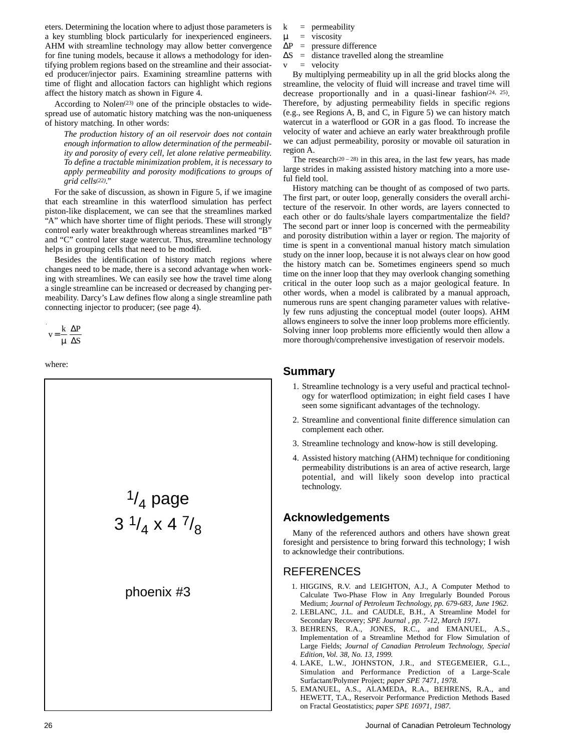eters. Determining the location where to adjust those parameters is a key stumbling block particularly for inexperienced engineers. AHM with streamline technology may allow better convergence for fine tuning models, because it allows a methodology for identifying problem regions based on the streamline and their associated producer/injector pairs. Examining streamline patterns with time of flight and allocation factors can highlight which regions affect the history match as shown in Figure 4.

According to Nolen[23] one of the principle obstacles to widespread use of automatic history matching was the non-uniqueness of history matching. In other words:

> *The production history of an oil reservoir does not contain enough information to allow determination of the permeability and porosity of every cell, let alone relative permeability. To define a tractable minimization problem, it is necessary to apply permeability and porosity modifications to groups of grid cells[22].*"

For the sake of discussion, as shown in Figure 5, if we imagine that each streamline in this waterflood simulation has perfect piston-like displacement, we can see that the streamlines marked "A" which have shorter time of flight periods. These will strongly control early water breakthrough whereas streamlines marked "B" and "C" control later stage watercut. Thus, streamline technology helps in grouping cells that need to be modified.

Besides the identification of history match regions where changes need to be made, there is a second advantage when working with streamlines. We can easily see how the travel time along a single streamline can be increased or decreased by changing permeability. Darcy's Law defines flow along a single streamline path connecting injector to producer; (see page 4).

$$v = \frac{k}{\mu}\frac{\Delta P}{\Delta S}$$

where:

$k$ = permeability
$\mu$ = viscosity
$\Delta P$ = pressure difference
$\Delta S$ = distance travelled along the streamline
$v$ = velocity

By multiplying permeability up in all the grid blocks along the streamline, the velocity of fluid will increase and travel time will decrease proportionally and in a quasi-linear fashion[24, 25]. Therefore, by adjusting permeability fields in specific regions (e.g., see Regions A, B, and C, in Figure 5) we can history match watercut in a waterflood or GOR in a gas flood. To increase the velocity of water and achieve an early water breakthrough profile we can adjust permeability, porosity or movable oil saturation in region A.

The research[20 – 28] in this area, in the last few years, has made large strides in making assisted history matching into a more useful field tool.

History matching can be thought of as composed of two parts. The first part, or outer loop, generally considers the overall architecture of the reservoir. In other words, are layers connected to each other or do faults/shale layers compartmentalize the field? The second part or inner loop is concerned with the permeability and porosity distribution within a layer or region. The majority of time is spent in a conventional manual history match simulation study on the inner loop, because it is not always clear on how good the history match can be. Sometimes engineers spend so much time on the inner loop that they may overlook changing something critical in the outer loop such as a major geological feature. In other words, when a model is calibrated by a manual approach, numerous runs are spent changing parameter values with relatively few runs adjusting the conceptual model (outer loops). AHM allows engineers to solve the inner loop problems more efficiently. Solving inner loop problems more efficiently would then allow a more thorough/comprehensive investigation of reservoir models.

1/4 page
3 1/4 x 4 7/8

phoenix #3

## Summary

1. Streamline technology is a very useful and practical technology for waterflood optimization; in eight field cases I have seen some significant advantages of the technology.
2. Streamline and conventional finite difference simulation can complement each other.
3. Streamline technology and know-how is still developing.
4. Assisted history matching (AHM) technique for conditioning permeability distributions is an area of active research, large potential, and will likely soon develop into practical technology.

## Acknowledgements

Many of the referenced authors and others have shown great foresight and persistence to bring forward this technology; I wish to acknowledge their contributions.

## REFERENCES

1. HIGGINS, R.V. and LEIGHTON, A.J., A Computer Method to Calculate Two-Phase Flow in Any Irregularly Bounded Porous Medium; *Journal of Petroleum Technology, pp. 679-683, June 1962.*
2. LEBLANC, J.L. and CAUDLE, B.H., A Streamline Model for Secondary Recovery; *SPE Journal , pp. 7-12, March 1971.*
3. BEHRENS, R.A., JONES, R.C., and EMANUEL, A.S., Implementation of a Streamline Method for Flow Simulation of Large Fields; *Journal of Canadian Petroleum Technology, Special Edition, Vol. 38, No. 13, 1999.*
4. LAKE, L.W., JOHNSTON, J.R., and STEGEMEIER, G.L., Simulation and Performance Prediction of a Large-Scale Surfactant/Polymer Project; *paper SPE 7471, 1978.*
5. EMANUEL, A.S., ALAMEDA, R.A., BEHRENS, R.A., and HEWETT, T.A., Reservoir Performance Prediction Methods Based on Fractal Geostatistics; *paper SPE 16971, 1987.*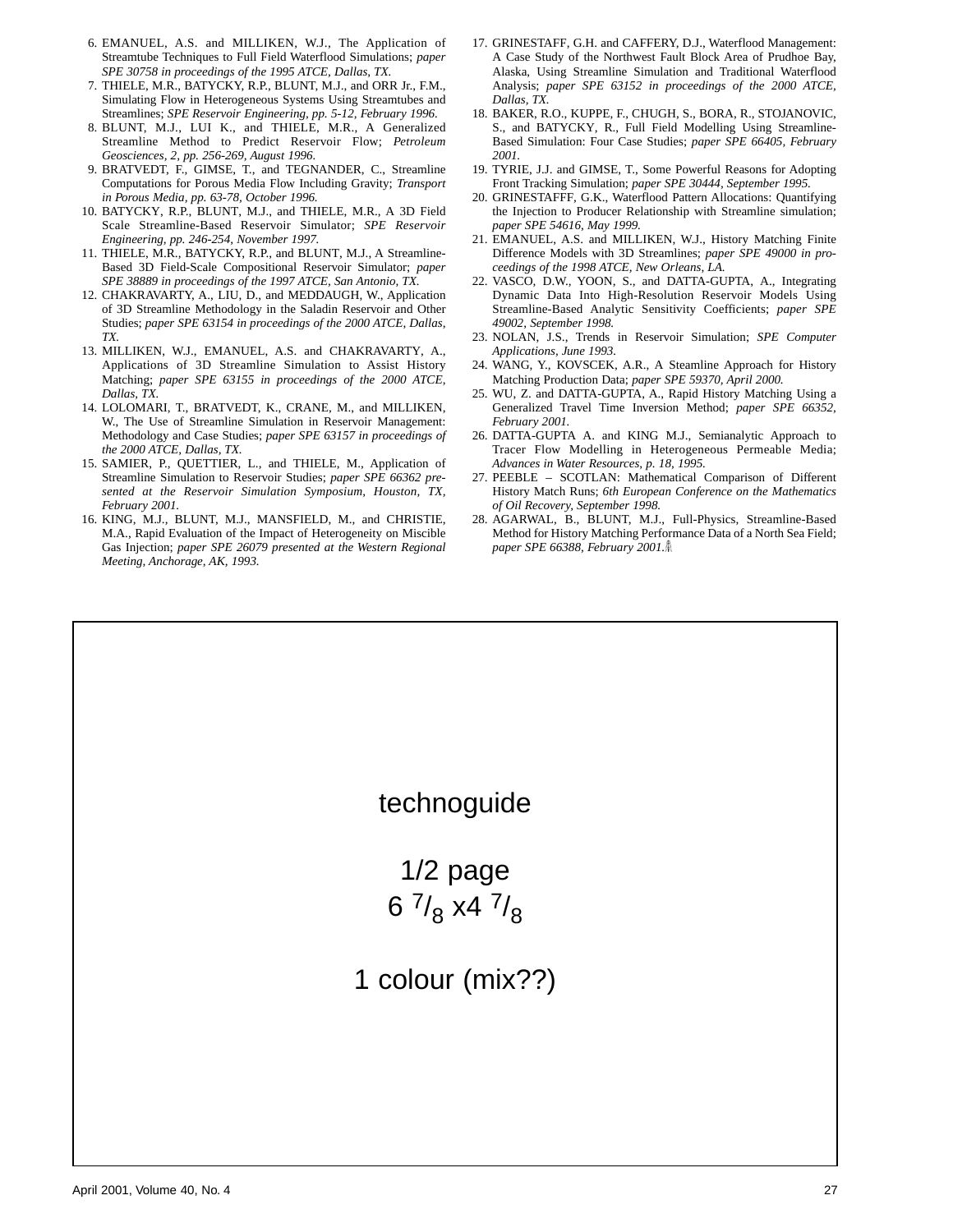6. EMANUEL, A.S. and MILLIKEN, W.J., The Application of Streamtube Techniques to Full Field Waterflood Simulations; *paper SPE 30758 in proceedings of the 1995 ATCE, Dallas, TX.*
7. THIELE, M.R., BATYCKY, R.P., BLUNT, M.J., and ORR Jr., F.M., Simulating Flow in Heterogeneous Systems Using Streamtubes and Streamlines; *SPE Reservoir Engineering, pp. 5-12, February 1996.*
8. BLUNT, M.J., LUI K., and THIELE, M.R., A Generalized Streamline Method to Predict Reservoir Flow; *Petroleum Geosciences, 2, pp. 256-269, August 1996.*
9. BRATVEDT, F., GIMSE, T., and TEGNANDER, C., Streamline Computations for Porous Media Flow Including Gravity; *Transport in Porous Media, pp. 63-78, October 1996.*
10. BATYCKY, R.P., BLUNT, M.J., and THIELE, M.R., A 3D Field Scale Streamline-Based Reservoir Simulator; *SPE Reservoir Engineering, pp. 246-254, November 1997.*
11. THIELE, M.R., BATYCKY, R.P., and BLUNT, M.J., A Streamline-Based 3D Field-Scale Compositional Reservoir Simulator; *paper SPE 38889 in proceedings of the 1997 ATCE, San Antonio, TX.*
12. CHAKRAVARTY, A., LIU, D., and MEDDAUGH, W., Application of 3D Streamline Methodology in the Saladin Reservoir and Other Studies; *paper SPE 63154 in proceedings of the 2000 ATCE, Dallas, TX.*
13. MILLIKEN, W.J., EMANUEL, A.S. and CHAKRAVARTY, A., Applications of 3D Streamline Simulation to Assist History Matching; *paper SPE 63155 in proceedings of the 2000 ATCE, Dallas, TX.*
14. LOLOMARI, T., BRATVEDT, K., CRANE, M., and MILLIKEN, W., The Use of Streamline Simulation in Reservoir Management: Methodology and Case Studies; *paper SPE 63157 in proceedings of the 2000 ATCE, Dallas, TX.*
15. SAMIER, P., QUETTIER, L., and THIELE, M., Application of Streamline Simulation to Reservoir Studies; *paper SPE 66362 presented at the Reservoir Simulation Symposium, Houston, TX, February 2001.*
16. KING, M.J., BLUNT, M.J., MANSFIELD, M., and CHRISTIE, M.A., Rapid Evaluation of the Impact of Heterogeneity on Miscible Gas Injection; *paper SPE 26079 presented at the Western Regional Meeting, Anchorage, AK, 1993.*
17. GRINESTAFF, G.H. and CAFFERY, D.J., Waterflood Management: A Case Study of the Northwest Fault Block Area of Prudhoe Bay, Alaska, Using Streamline Simulation and Traditional Waterflood Analysis; *paper SPE 63152 in proceedings of the 2000 ATCE, Dallas, TX.*
18. BAKER, R.O., KUPPE, F., CHUGH, S., BORA, R., STOJANOVIC, S., and BATYCKY, R., Full Field Modelling Using Streamline-Based Simulation: Four Case Studies; *paper SPE 66405, February 2001.*
19. TYRIE, J.J. and GIMSE, T., Some Powerful Reasons for Adopting Front Tracking Simulation; *paper SPE 30444, September 1995.*
20. GRINESTAFFF, G.K., Waterflood Pattern Allocations: Quantifying the Injection to Producer Relationship with Streamline simulation; *paper SPE 54616, May 1999.*
21. EMANUEL, A.S. and MILLIKEN, W.J., History Matching Finite Difference Models with 3D Streamlines; *paper SPE 49000 in proceedings of the 1998 ATCE, New Orleans, LA.*
22. VASCO, D.W., YOON, S., and DATTA-GUPTA, A., Integrating Dynamic Data Into High-Resolution Reservoir Models Using Streamline-Based Analytic Sensitivity Coefficients; *paper SPE 49002, September 1998.*
23. NOLAN, J.S., Trends in Reservoir Simulation; *SPE Computer Applications, June 1993.*
24. WANG, Y., KOVSCEK, A.R., A Steamline Approach for History Matching Production Data; *paper SPE 59370, April 2000.*
25. WU, Z. and DATTA-GUPTA, A., Rapid History Matching Using a Generalized Travel Time Inversion Method; *paper SPE 66352, February 2001.*
26. DATTA-GUPTA A. and KING M.J., Semianalytic Approach to Tracer Flow Modelling in Heterogeneous Permeable Media; *Advances in Water Resources, p. 18, 1995.*
27. PEEBLE – SCOTLAN: Mathematical Comparison of Different History Match Runs; *6th European Conference on the Mathematics of Oil Recovery, September 1998.*
28. AGARWAL, B., BLUNT, M.J., Full-Physics, Streamline-Based Method for History Matching Performance Data of a North Sea Field; *paper SPE 66388, February 2001.*

technoguide

1/2 page

6 $^{7}/_{8}$ x4 $^{7}/_{8}$

1 colour (mix??)